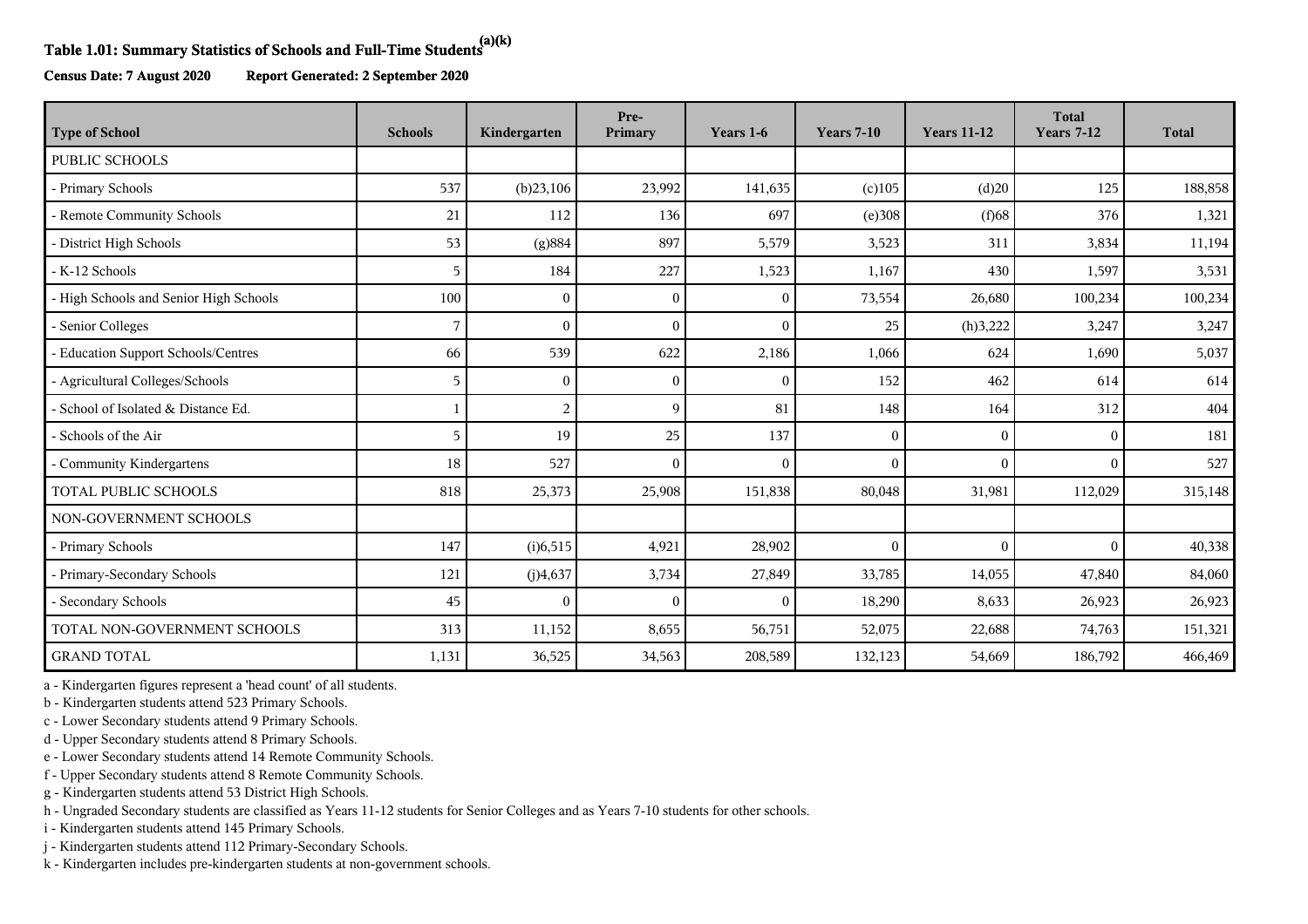# Table 1.01: Summary Statistics of Schools and Full-Time Students[(a)(k)]

**Census Date: 7 August 2020** **Report Generated: 2 September 2020**

| Type of School | Schools | Kindergarten | Pre-Primary | Years 1-6 | Years 7-10 | Years 11-12 | Total Years 7-12 | Total |
|---|---|---|---|---|---|---|---|---|
| PUBLIC SCHOOLS | | | | | | | | |
| - Primary Schools | 537 | (b)23,106 | 23,992 | 141,635 | (c)105 | (d)20 | 125 | 188,858 |
| - Remote Community Schools | 21 | 112 | 136 | 697 | (e)308 | (f)68 | 376 | 1,321 |
| - District High Schools | 53 | (g)884 | 897 | 5,579 | 3,523 | 311 | 3,834 | 11,194 |
| - K-12 Schools | 5 | 184 | 227 | 1,523 | 1,167 | 430 | 1,597 | 3,531 |
| - High Schools and Senior High Schools | 100 | 0 | 0 | 0 | 73,554 | 26,680 | 100,234 | 100,234 |
| - Senior Colleges | 7 | 0 | 0 | 0 | 25 | (h)3,222 | 3,247 | 3,247 |
| - Education Support Schools/Centres | 66 | 539 | 622 | 2,186 | 1,066 | 624 | 1,690 | 5,037 |
| - Agricultural Colleges/Schools | 5 | 0 | 0 | 0 | 152 | 462 | 614 | 614 |
| - School of Isolated & Distance Ed. | 1 | 2 | 9 | 81 | 148 | 164 | 312 | 404 |
| - Schools of the Air | 5 | 19 | 25 | 137 | 0 | 0 | 0 | 181 |
| - Community Kindergartens | 18 | 527 | 0 | 0 | 0 | 0 | 0 | 527 |
| TOTAL PUBLIC SCHOOLS | 818 | 25,373 | 25,908 | 151,838 | 80,048 | 31,981 | 112,029 | 315,148 |
| NON-GOVERNMENT SCHOOLS | | | | | | | | |
| - Primary Schools | 147 | (i)6,515 | 4,921 | 28,902 | 0 | 0 | 0 | 40,338 |
| - Primary-Secondary Schools | 121 | (j)4,637 | 3,734 | 27,849 | 33,785 | 14,055 | 47,840 | 84,060 |
| - Secondary Schools | 45 | 0 | 0 | 0 | 18,290 | 8,633 | 26,923 | 26,923 |
| TOTAL NON-GOVERNMENT SCHOOLS | 313 | 11,152 | 8,655 | 56,751 | 52,075 | 22,688 | 74,763 | 151,321 |
| GRAND TOTAL | 1,131 | 36,525 | 34,563 | 208,589 | 132,123 | 54,669 | 186,792 | 466,469 |

a - Kindergarten figures represent a 'head count' of all students.
b - Kindergarten students attend 523 Primary Schools.
c - Lower Secondary students attend 9 Primary Schools.
d - Upper Secondary students attend 8 Primary Schools.
e - Lower Secondary students attend 14 Remote Community Schools.
f - Upper Secondary students attend 8 Remote Community Schools.
g - Kindergarten students attend 53 District High Schools.
h - Ungraded Secondary students are classified as Years 11-12 students for Senior Colleges and as Years 7-10 students for other schools.
i - Kindergarten students attend 145 Primary Schools.
j - Kindergarten students attend 112 Primary-Secondary Schools.
k - Kindergarten includes pre-kindergarten students at non-government schools.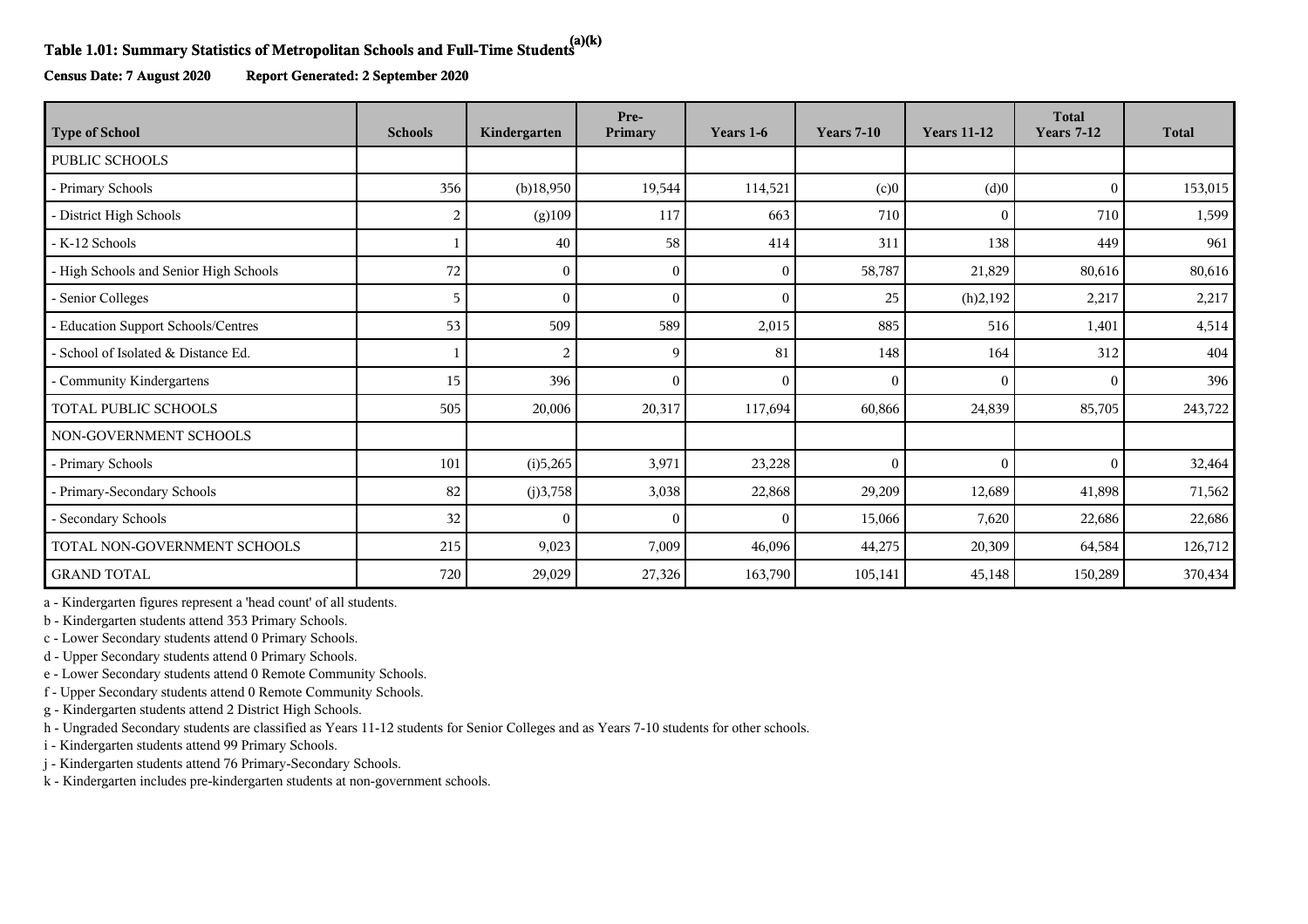# Table 1.01: Summary Statistics of Metropolitan Schools and Full-Time Students[(a)(k)]

**Census Date: 7 August 2020** **Report Generated: 2 September 2020**

| Type of School | Schools | Kindergarten | Pre-Primary | Years 1-6 | Years 7-10 | Years 11-12 | Total Years 7-12 | Total |
|---|---|---|---|---|---|---|---|---|
| PUBLIC SCHOOLS | | | | | | | | |
| - Primary Schools | 356 | (b)18,950 | 19,544 | 114,521 | (c)0 | (d)0 | 0 | 153,015 |
| - District High Schools | 2 | (g)109 | 117 | 663 | 710 | 0 | 710 | 1,599 |
| - K-12 Schools | 1 | 40 | 58 | 414 | 311 | 138 | 449 | 961 |
| - High Schools and Senior High Schools | 72 | 0 | 0 | 0 | 58,787 | 21,829 | 80,616 | 80,616 |
| - Senior Colleges | 5 | 0 | 0 | 0 | 25 | (h)2,192 | 2,217 | 2,217 |
| - Education Support Schools/Centres | 53 | 509 | 589 | 2,015 | 885 | 516 | 1,401 | 4,514 |
| - School of Isolated & Distance Ed. | 1 | 2 | 9 | 81 | 148 | 164 | 312 | 404 |
| - Community Kindergartens | 15 | 396 | 0 | 0 | 0 | 0 | 0 | 396 |
| TOTAL PUBLIC SCHOOLS | 505 | 20,006 | 20,317 | 117,694 | 60,866 | 24,839 | 85,705 | 243,722 |
| NON-GOVERNMENT SCHOOLS | | | | | | | | |
| - Primary Schools | 101 | (i)5,265 | 3,971 | 23,228 | 0 | 0 | 0 | 32,464 |
| - Primary-Secondary Schools | 82 | (j)3,758 | 3,038 | 22,868 | 29,209 | 12,689 | 41,898 | 71,562 |
| - Secondary Schools | 32 | 0 | 0 | 0 | 15,066 | 7,620 | 22,686 | 22,686 |
| TOTAL NON-GOVERNMENT SCHOOLS | 215 | 9,023 | 7,009 | 46,096 | 44,275 | 20,309 | 64,584 | 126,712 |
| GRAND TOTAL | 720 | 29,029 | 27,326 | 163,790 | 105,141 | 45,148 | 150,289 | 370,434 |

a - Kindergarten figures represent a 'head count' of all students.
b - Kindergarten students attend 353 Primary Schools.
c - Lower Secondary students attend 0 Primary Schools.
d - Upper Secondary students attend 0 Primary Schools.
e - Lower Secondary students attend 0 Remote Community Schools.
f - Upper Secondary students attend 0 Remote Community Schools.
g - Kindergarten students attend 2 District High Schools.
h - Ungraded Secondary students are classified as Years 11-12 students for Senior Colleges and as Years 7-10 students for other schools.
i - Kindergarten students attend 99 Primary Schools.
j - Kindergarten students attend 76 Primary-Secondary Schools.
k - Kindergarten includes pre-kindergarten students at non-government schools.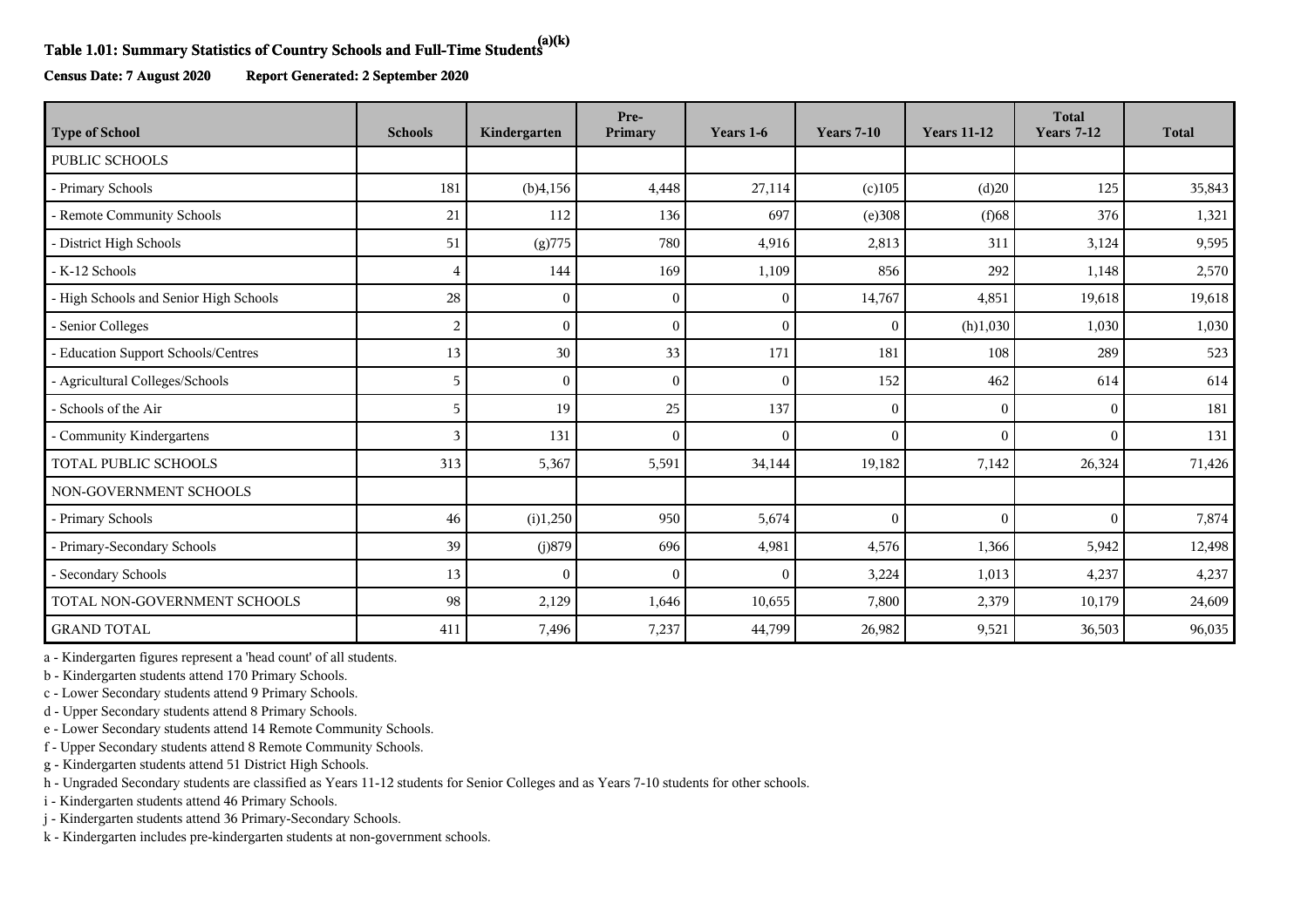**Table 1.01: Summary Statistics of Country Schools and Full-Time Students[(a)(k)]**

**Census Date: 7 August 2020 Report Generated: 2 September 2020**

| Type of School | Schools | Kindergarten | Pre-Primary | Years 1-6 | Years 7-10 | Years 11-12 | Total Years 7-12 | Total |
|---|---|---|---|---|---|---|---|---|
| PUBLIC SCHOOLS | | | | | | | | |
| - Primary Schools | 181 | (b)4,156 | 4,448 | 27,114 | (c)105 | (d)20 | 125 | 35,843 |
| - Remote Community Schools | 21 | 112 | 136 | 697 | (e)308 | (f)68 | 376 | 1,321 |
| - District High Schools | 51 | (g)775 | 780 | 4,916 | 2,813 | 311 | 3,124 | 9,595 |
| - K-12 Schools | 4 | 144 | 169 | 1,109 | 856 | 292 | 1,148 | 2,570 |
| - High Schools and Senior High Schools | 28 | 0 | 0 | 0 | 14,767 | 4,851 | 19,618 | 19,618 |
| - Senior Colleges | 2 | 0 | 0 | 0 | 0 | (h)1,030 | 1,030 | 1,030 |
| - Education Support Schools/Centres | 13 | 30 | 33 | 171 | 181 | 108 | 289 | 523 |
| - Agricultural Colleges/Schools | 5 | 0 | 0 | 0 | 152 | 462 | 614 | 614 |
| - Schools of the Air | 5 | 19 | 25 | 137 | 0 | 0 | 0 | 181 |
| - Community Kindergartens | 3 | 131 | 0 | 0 | 0 | 0 | 0 | 131 |
| TOTAL PUBLIC SCHOOLS | 313 | 5,367 | 5,591 | 34,144 | 19,182 | 7,142 | 26,324 | 71,426 |
| NON-GOVERNMENT SCHOOLS | | | | | | | | |
| - Primary Schools | 46 | (i)1,250 | 950 | 5,674 | 0 | 0 | 0 | 7,874 |
| - Primary-Secondary Schools | 39 | (j)879 | 696 | 4,981 | 4,576 | 1,366 | 5,942 | 12,498 |
| - Secondary Schools | 13 | 0 | 0 | 0 | 3,224 | 1,013 | 4,237 | 4,237 |
| TOTAL NON-GOVERNMENT SCHOOLS | 98 | 2,129 | 1,646 | 10,655 | 7,800 | 2,379 | 10,179 | 24,609 |
| GRAND TOTAL | 411 | 7,496 | 7,237 | 44,799 | 26,982 | 9,521 | 36,503 | 96,035 |

a - Kindergarten figures represent a 'head count' of all students.
b - Kindergarten students attend 170 Primary Schools.
c - Lower Secondary students attend 9 Primary Schools.
d - Upper Secondary students attend 8 Primary Schools.
e - Lower Secondary students attend 14 Remote Community Schools.
f - Upper Secondary students attend 8 Remote Community Schools.
g - Kindergarten students attend 51 District High Schools.
h - Ungraded Secondary students are classified as Years 11-12 students for Senior Colleges and as Years 7-10 students for other schools.
i - Kindergarten students attend 46 Primary Schools.
j - Kindergarten students attend 36 Primary-Secondary Schools.
k - Kindergarten includes pre-kindergarten students at non-government schools.